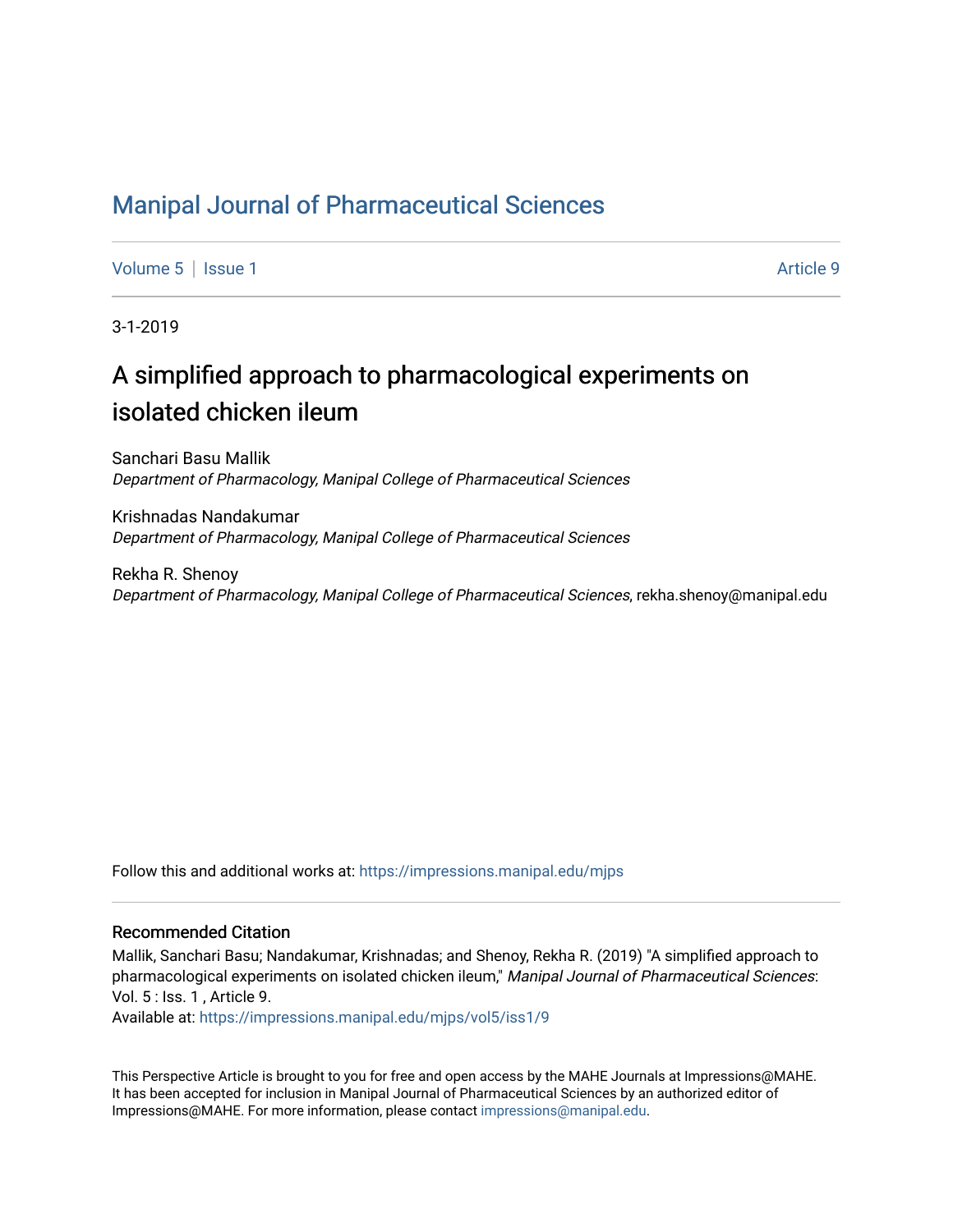# Manipal Journal of Pharmaceutical Sciences

Volume 5 | Issue 1 Article 9

3-1-2019

## A simplified approach to pharmacological experiments on isolated chicken ileum

Sanchari Basu Mallik
*Department of Pharmacology, Manipal College of Pharmaceutical Sciences*

Krishnadas Nandakumar
*Department of Pharmacology, Manipal College of Pharmaceutical Sciences*

Rekha R. Shenoy
*Department of Pharmacology, Manipal College of Pharmaceutical Sciences*, rekha.shenoy@manipal.edu

Follow this and additional works at: https://impressions.manipal.edu/mjps

### Recommended Citation

Mallik, Sanchari Basu; Nandakumar, Krishnadas; and Shenoy, Rekha R. (2019) "A simplified approach to pharmacological experiments on isolated chicken ileum," *Manipal Journal of Pharmaceutical Sciences*: Vol. 5 : Iss. 1 , Article 9.
Available at: https://impressions.manipal.edu/mjps/vol5/iss1/9

This Perspective Article is brought to you for free and open access by the MAHE Journals at Impressions@MAHE. It has been accepted for inclusion in Manipal Journal of Pharmaceutical Sciences by an authorized editor of Impressions@MAHE. For more information, please contact impressions@manipal.edu.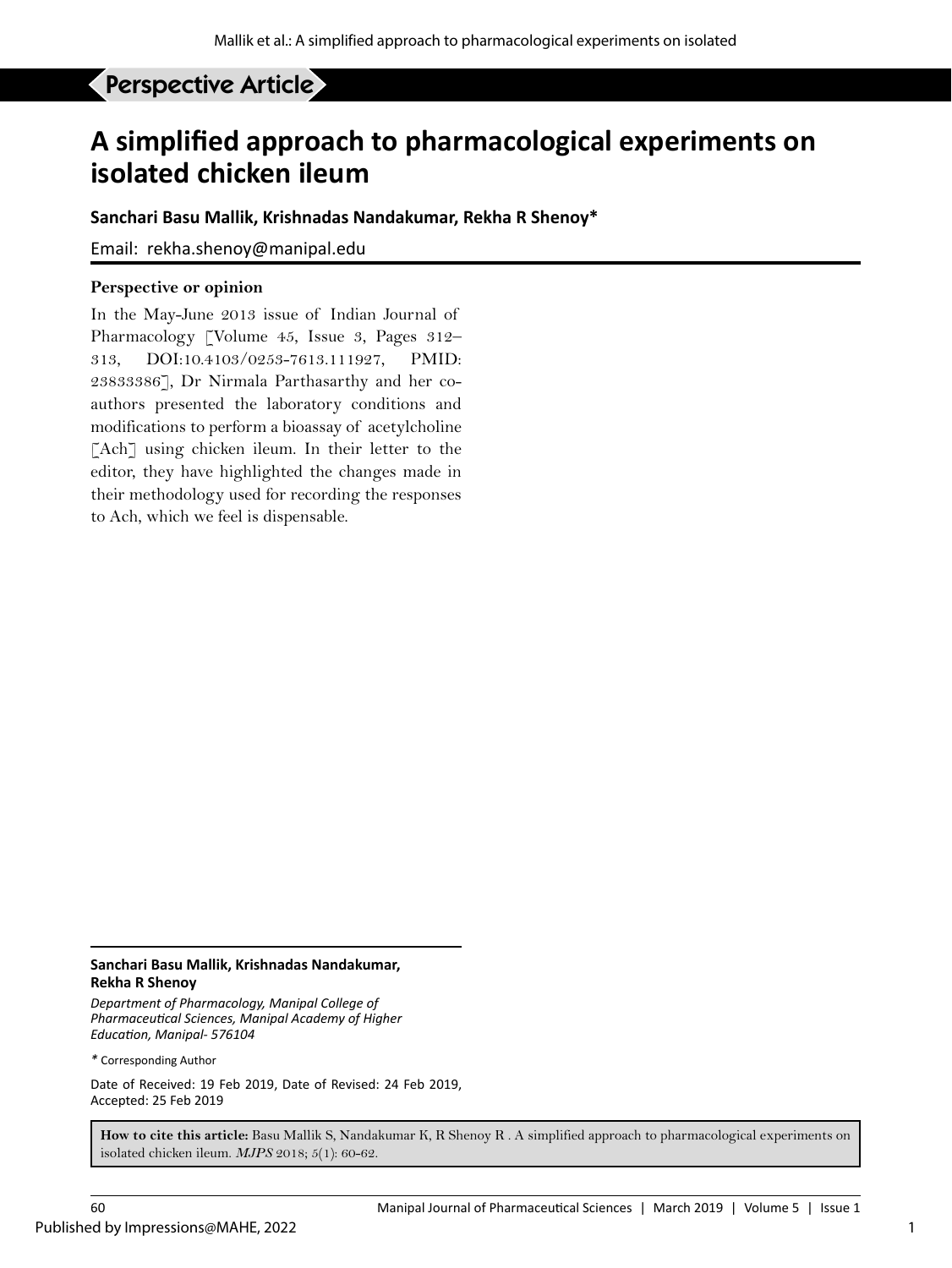# A simplified approach to pharmacological experiments on isolated chicken ileum

**Sanchari Basu Mallik, Krishnadas Nandakumar, Rekha R Shenoy***

Email: rekha.shenoy@manipal.edu

### Perspective or opinion

In the May-June 2013 issue of Indian Journal of Pharmacology [Volume 45, Issue 3, Pages 312–313, DOI:10.4103/0253-7613.111927, PMID: 23833386], Dr Nirmala Parthasarthy and her co-authors presented the laboratory conditions and modifications to perform a bioassay of acetylcholine [Ach] using chicken ileum. In their letter to the editor, they have highlighted the changes made in their methodology used for recording the responses to Ach, which we feel is dispensable.

---

**Sanchari Basu Mallik, Krishnadas Nandakumar, Rekha R Shenoy**

*Department of Pharmacology, Manipal College of Pharmaceutical Sciences, Manipal Academy of Higher Education, Manipal- 576104*

*\* Corresponding Author*

Date of Received: 19 Feb 2019, Date of Revised: 24 Feb 2019, Accepted: 25 Feb 2019

**How to cite this article:** Basu Mallik S, Nandakumar K, R Shenoy R . A simplified approach to pharmacological experiments on isolated chicken ileum. *MJPS* 2018; 5(1): 60-62.